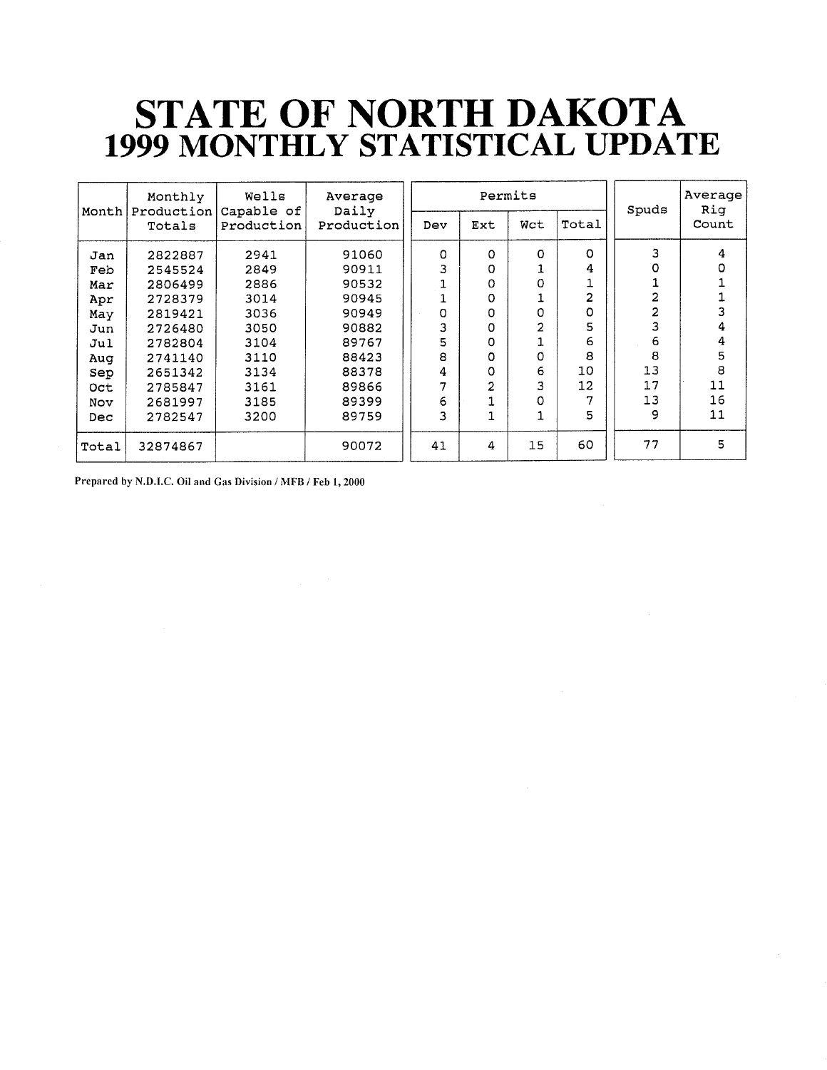# STATE OF NORTH DAKOTA
## 1999 MONTHLY STATISTICAL UPDATE

| Month | Monthly Production Totals | Wells Capable of Production | Average Daily Production | Permits | | | | Spuds | Average Rig Count |
|---|---|---|---|---|---|---|---|---|---|
| | | | | Dev | Ext | Wct | Total | | |
| Jan | 2822887 | 2941 | 91060 | 0 | 0 | 0 | 0 | 3 | 4 |
| Feb | 2545524 | 2849 | 90911 | 3 | 0 | 1 | 4 | 0 | 0 |
| Mar | 2806499 | 2886 | 90532 | 1 | 0 | 0 | 1 | 1 | 1 |
| Apr | 2728379 | 3014 | 90945 | 1 | 0 | 1 | 2 | 2 | 1 |
| May | 2819421 | 3036 | 90949 | 0 | 0 | 0 | 0 | 2 | 3 |
| Jun | 2726480 | 3050 | 90882 | 3 | 0 | 2 | 5 | 3 | 4 |
| Jul | 2782804 | 3104 | 89767 | 5 | 0 | 1 | 6 | 6 | 4 |
| Aug | 2741140 | 3110 | 88423 | 8 | 0 | 0 | 8 | 8 | 5 |
| Sep | 2651342 | 3134 | 88378 | 4 | 0 | 6 | 10 | 13 | 8 |
| Oct | 2785847 | 3161 | 89866 | 7 | 2 | 3 | 12 | 17 | 11 |
| Nov | 2681997 | 3185 | 89399 | 6 | 1 | 0 | 7 | 13 | 16 |
| Dec | 2782547 | 3200 | 89759 | 3 | 1 | 1 | 5 | 9 | 11 |
| Total | 32874867 | | 90072 | 41 | 4 | 15 | 60 | 77 | 5 |

Prepared by N.D.I.C. Oil and Gas Division / MFB / Feb 1, 2000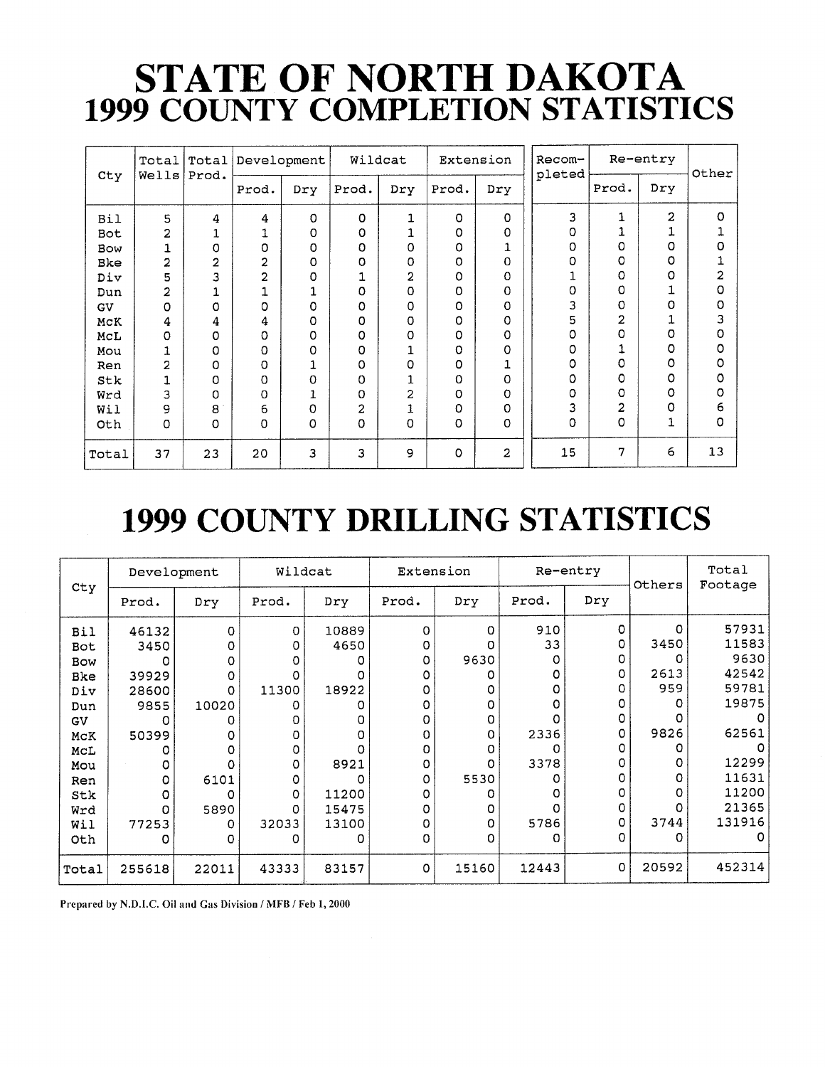# STATE OF NORTH DAKOTA
## 1999 COUNTY COMPLETION STATISTICS

| Cty | Total Wells | Total Prod. | Development | | Wildcat | | Extension | | Recom-pleted | Re-entry | | Other |
|---|---|---|---|---|---|---|---|---|---|---|---|---|
| | | | Prod. | Dry | Prod. | Dry | Prod. | Dry | | Prod. | Dry | |
| Bil | 5 | 4 | 4 | 0 | 0 | 1 | 0 | 0 | 3 | 1 | 2 | 0 |
| Bot | 2 | 1 | 1 | 0 | 0 | 1 | 0 | 0 | 0 | 1 | 1 | 1 |
| Bow | 1 | 0 | 0 | 0 | 0 | 0 | 0 | 1 | 0 | 0 | 0 | 0 |
| Bke | 2 | 2 | 2 | 0 | 0 | 0 | 0 | 0 | 0 | 0 | 0 | 1 |
| Div | 5 | 3 | 2 | 0 | 1 | 2 | 0 | 0 | 1 | 0 | 0 | 2 |
| Dun | 2 | 1 | 1 | 1 | 0 | 0 | 0 | 0 | 0 | 0 | 1 | 0 |
| GV | 0 | 0 | 0 | 0 | 0 | 0 | 0 | 0 | 3 | 0 | 0 | 0 |
| McK | 4 | 4 | 4 | 0 | 0 | 0 | 0 | 0 | 5 | 2 | 1 | 3 |
| McL | 0 | 0 | 0 | 0 | 0 | 0 | 0 | 0 | 0 | 0 | 0 | 0 |
| Mou | 1 | 0 | 0 | 0 | 0 | 1 | 0 | 0 | 0 | 1 | 0 | 0 |
| Ren | 2 | 0 | 0 | 1 | 0 | 0 | 0 | 1 | 0 | 0 | 0 | 0 |
| Stk | 1 | 0 | 0 | 0 | 0 | 1 | 0 | 0 | 0 | 0 | 0 | 0 |
| Wrd | 3 | 0 | 0 | 1 | 0 | 2 | 0 | 0 | 0 | 0 | 0 | 0 |
| Wil | 9 | 8 | 6 | 0 | 2 | 1 | 0 | 0 | 3 | 2 | 0 | 6 |
| Oth | 0 | 0 | 0 | 0 | 0 | 0 | 0 | 0 | 0 | 0 | 1 | 0 |
| Total | 37 | 23 | 20 | 3 | 3 | 9 | 0 | 2 | 15 | 7 | 6 | 13 |

# 1999 COUNTY DRILLING STATISTICS

| Cty | Development | | Wildcat | | Extension | | Re-entry | | Others | Total Footage |
|---|---|---|---|---|---|---|---|---|---|---|
| | Prod. | Dry | Prod. | Dry | Prod. | Dry | Prod. | Dry | | |
| Bil | 46132 | 0 | 0 | 10889 | 0 | 0 | 910 | 0 | 0 | 57931 |
| Bot | 3450 | 0 | 0 | 4650 | 0 | 0 | 33 | 0 | 3450 | 11583 |
| Bow | 0 | 0 | 0 | 0 | 0 | 9630 | 0 | 0 | 0 | 9630 |
| Bke | 39929 | 0 | 0 | 0 | 0 | 0 | 0 | 0 | 2613 | 42542 |
| Div | 28600 | 0 | 11300 | 18922 | 0 | 0 | 0 | 0 | 959 | 59781 |
| Dun | 9855 | 10020 | 0 | 0 | 0 | 0 | 0 | 0 | 0 | 19875 |
| GV | 0 | 0 | 0 | 0 | 0 | 0 | 0 | 0 | 0 | 0 |
| McK | 50399 | 0 | 0 | 0 | 0 | 0 | 2336 | 0 | 9826 | 62561 |
| McL | 0 | 0 | 0 | 0 | 0 | 0 | 0 | 0 | 0 | 0 |
| Mou | 0 | 0 | 0 | 8921 | 0 | 0 | 3378 | 0 | 0 | 12299 |
| Ren | 0 | 6101 | 0 | 0 | 0 | 5530 | 0 | 0 | 0 | 11631 |
| Stk | 0 | 0 | 0 | 11200 | 0 | 0 | 0 | 0 | 0 | 11200 |
| Wrd | 0 | 5890 | 0 | 15475 | 0 | 0 | 0 | 0 | 0 | 21365 |
| Wil | 77253 | 0 | 32033 | 13100 | 0 | 0 | 5786 | 0 | 3744 | 131916 |
| Oth | 0 | 0 | 0 | 0 | 0 | 0 | 0 | 0 | 0 | 0 |
| Total | 255618 | 22011 | 43333 | 83157 | 0 | 15160 | 12443 | 0 | 20592 | 452314 |

Prepared by N.D.I.C. Oil and Gas Division / MFB / Feb 1, 2000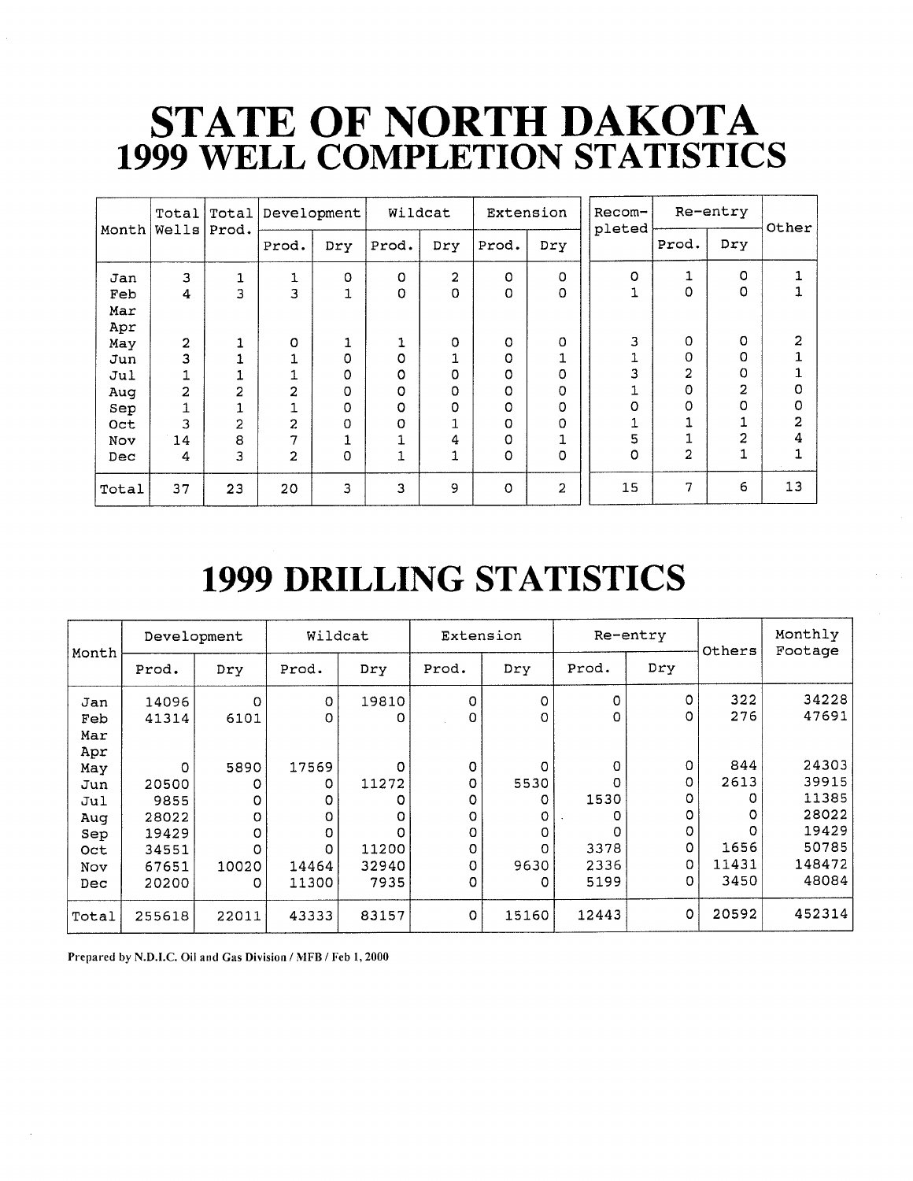# STATE OF NORTH DAKOTA
## 1999 WELL COMPLETION STATISTICS

| Month | Total Wells | Total Prod. | Development | | Wildcat | | Extension | | Recom-pleted | Re-entry | | Other |
|---|---|---|---|---|---|---|---|---|---|---|---|---|
| | | | Prod. | Dry | Prod. | Dry | Prod. | Dry | | Prod. | Dry | |
| Jan | 3 | 1 | 1 | 0 | 0 | 2 | 0 | 0 | 0 | 1 | 0 | 1 |
| Feb | 4 | 3 | 3 | 1 | 0 | 0 | 0 | 0 | 1 | 0 | 0 | 1 |
| Mar | | | | | | | | | | | | |
| Apr | | | | | | | | | | | | |
| May | 2 | 1 | 0 | 1 | 1 | 0 | 0 | 0 | 3 | 0 | 0 | 2 |
| Jun | 3 | 1 | 1 | 0 | 0 | 1 | 0 | 1 | 1 | 0 | 0 | 1 |
| Jul | 1 | 1 | 1 | 0 | 0 | 0 | 0 | 0 | 3 | 2 | 0 | 1 |
| Aug | 2 | 2 | 2 | 0 | 0 | 0 | 0 | 0 | 1 | 0 | 2 | 0 |
| Sep | 1 | 1 | 1 | 0 | 0 | 0 | 0 | 0 | 0 | 0 | 0 | 0 |
| Oct | 3 | 2 | 2 | 0 | 0 | 1 | 0 | 0 | 1 | 1 | 1 | 2 |
| Nov | 14 | 8 | 7 | 1 | 1 | 4 | 0 | 1 | 5 | 1 | 2 | 4 |
| Dec | 4 | 3 | 2 | 0 | 1 | 1 | 0 | 0 | 0 | 2 | 1 | 1 |
| Total | 37 | 23 | 20 | 3 | 3 | 9 | 0 | 2 | 15 | 7 | 6 | 13 |

# 1999 DRILLING STATISTICS

| Month | Development | | Wildcat | | Extension | | Re-entry | | Others | Monthly Footage |
|---|---|---|---|---|---|---|---|---|---|---|
| | Prod. | Dry | Prod. | Dry | Prod. | Dry | Prod. | Dry | | |
| Jan | 14096 | 0 | 0 | 19810 | 0 | 0 | 0 | 0 | 322 | 34228 |
| Feb | 41314 | 6101 | 0 | 0 | 0 | 0 | 0 | 0 | 276 | 47691 |
| Mar | | | | | | | | | | |
| Apr | | | | | | | | | | |
| May | 0 | 5890 | 17569 | 0 | 0 | 0 | 0 | 0 | 844 | 24303 |
| Jun | 20500 | 0 | 0 | 11272 | 0 | 5530 | 0 | 0 | 2613 | 39915 |
| Jul | 9855 | 0 | 0 | 0 | 0 | 0 | 1530 | 0 | 0 | 11385 |
| Aug | 28022 | 0 | 0 | 0 | 0 | 0 | 0 | 0 | 0 | 28022 |
| Sep | 19429 | 0 | 0 | 0 | 0 | 0 | 0 | 0 | 0 | 19429 |
| Oct | 34551 | 0 | 0 | 11200 | 0 | 0 | 3378 | 0 | 1656 | 50785 |
| Nov | 67651 | 10020 | 14464 | 32940 | 0 | 9630 | 2336 | 0 | 11431 | 148472 |
| Dec | 20200 | 0 | 11300 | 7935 | 0 | 0 | 5199 | 0 | 3450 | 48084 |
| Total | 255618 | 22011 | 43333 | 83157 | 0 | 15160 | 12443 | 0 | 20592 | 452314 |

**Prepared by N.D.I.C. Oil and Gas Division / MFB / Feb 1, 2000**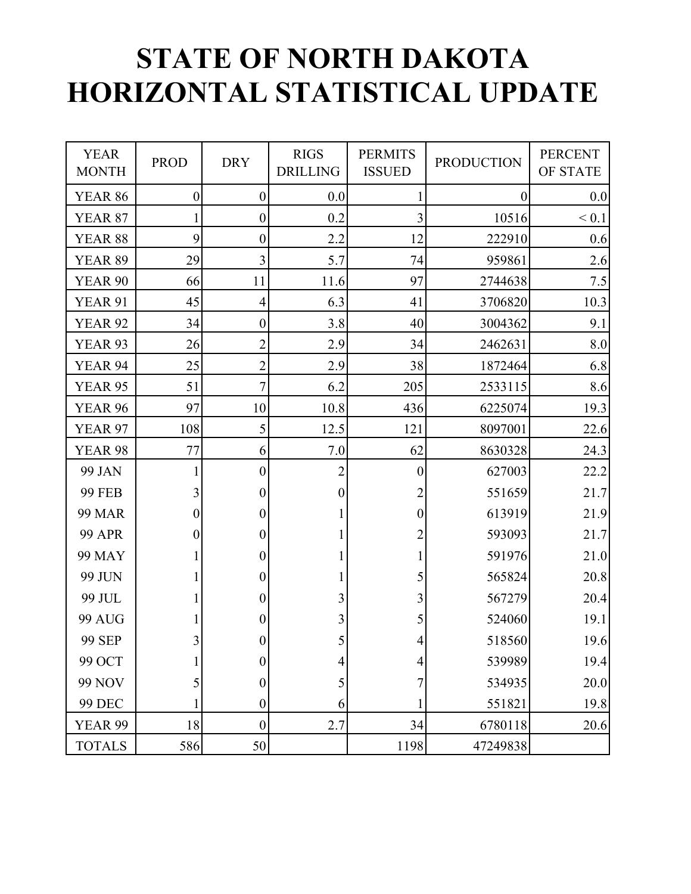# STATE OF NORTH DAKOTA HORIZONTAL STATISTICAL UPDATE

| YEAR MONTH | PROD | DRY | RIGS DRILLING | PERMITS ISSUED | PRODUCTION | PERCENT OF STATE |
|---|---|---|---|---|---|---|
| YEAR 86 | 0 | 0 | 0.0 | 1 | 0 | 0.0 |
| YEAR 87 | 1 | 0 | 0.2 | 3 | 10516 | < 0.1 |
| YEAR 88 | 9 | 0 | 2.2 | 12 | 222910 | 0.6 |
| YEAR 89 | 29 | 3 | 5.7 | 74 | 959861 | 2.6 |
| YEAR 90 | 66 | 11 | 11.6 | 97 | 2744638 | 7.5 |
| YEAR 91 | 45 | 4 | 6.3 | 41 | 3706820 | 10.3 |
| YEAR 92 | 34 | 0 | 3.8 | 40 | 3004362 | 9.1 |
| YEAR 93 | 26 | 2 | 2.9 | 34 | 2462631 | 8.0 |
| YEAR 94 | 25 | 2 | 2.9 | 38 | 1872464 | 6.8 |
| YEAR 95 | 51 | 7 | 6.2 | 205 | 2533115 | 8.6 |
| YEAR 96 | 97 | 10 | 10.8 | 436 | 6225074 | 19.3 |
| YEAR 97 | 108 | 5 | 12.5 | 121 | 8097001 | 22.6 |
| YEAR 98 | 77 | 6 | 7.0 | 62 | 8630328 | 24.3 |
| 99 JAN | 1 | 0 | 2 | 0 | 627003 | 22.2 |
| 99 FEB | 3 | 0 | 0 | 2 | 551659 | 21.7 |
| 99 MAR | 0 | 0 | 1 | 0 | 613919 | 21.9 |
| 99 APR | 0 | 0 | 1 | 2 | 593093 | 21.7 |
| 99 MAY | 1 | 0 | 1 | 1 | 591976 | 21.0 |
| 99 JUN | 1 | 0 | 1 | 5 | 565824 | 20.8 |
| 99 JUL | 1 | 0 | 3 | 3 | 567279 | 20.4 |
| 99 AUG | 1 | 0 | 3 | 5 | 524060 | 19.1 |
| 99 SEP | 3 | 0 | 5 | 4 | 518560 | 19.6 |
| 99 OCT | 1 | 0 | 4 | 4 | 539989 | 19.4 |
| 99 NOV | 5 | 0 | 5 | 7 | 534935 | 20.0 |
| 99 DEC | 1 | 0 | 6 | 1 | 551821 | 19.8 |
| YEAR 99 | 18 | 0 | 2.7 | 34 | 6780118 | 20.6 |
| TOTALS | 586 | 50 | | 1198 | 47249838 | |